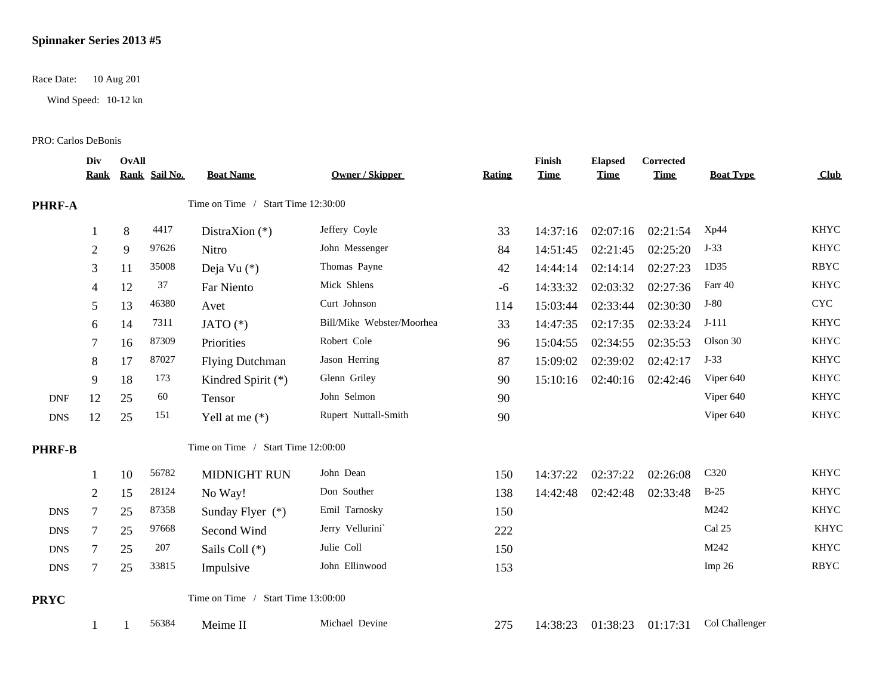# Spinnaker Series 2013 #5

Race Date: 10 Aug 201

Wind Speed: 10-12 kn

PRO: Carlos DeBonis

| | Div Rank | OvAll Rank | Sail No. | Boat Name | Owner / Skipper | Rating | Finish Time | Elapsed Time | Corrected Time | Boat Type | Club |
|---|---|---|---|---|---|---|---|---|---|---|---|
| **PHRF-A** | | | | Time on Time / Start Time 12:30:00 | | | | | | | |
| | 1 | 8 | 4417 | DistraXion (*) | Jeffery Coyle | 33 | 14:37:16 | 02:07:16 | 02:21:54 | Xp44 | KHYC |
| | 2 | 9 | 97626 | Nitro | John Messenger | 84 | 14:51:45 | 02:21:45 | 02:25:20 | J-33 | KHYC |
| | 3 | 11 | 35008 | Deja Vu (*) | Thomas Payne | 42 | 14:44:14 | 02:14:14 | 02:27:23 | 1D35 | RBYC |
| | 4 | 12 | 37 | Far Niento | Mick Shlens | -6 | 14:33:32 | 02:03:32 | 02:27:36 | Farr 40 | KHYC |
| | 5 | 13 | 46380 | Avet | Curt Johnson | 114 | 15:03:44 | 02:33:44 | 02:30:30 | J-80 | CYC |
| | 6 | 14 | 7311 | JATO (*) | Bill/Mike Webster/Moorhea | 33 | 14:47:35 | 02:17:35 | 02:33:24 | J-111 | KHYC |
| | 7 | 16 | 87309 | Priorities | Robert Cole | 96 | 15:04:55 | 02:34:55 | 02:35:53 | Olson 30 | KHYC |
| | 8 | 17 | 87027 | Flying Dutchman | Jason Herring | 87 | 15:09:02 | 02:39:02 | 02:42:17 | J-33 | KHYC |
| | 9 | 18 | 173 | Kindred Spirit (*) | Glenn Griley | 90 | 15:10:16 | 02:40:16 | 02:42:46 | Viper 640 | KHYC |
| DNF | 12 | 25 | 60 | Tensor | John Selmon | 90 | | | | Viper 640 | KHYC |
| DNS | 12 | 25 | 151 | Yell at me (*) | Rupert Nuttall-Smith | 90 | | | | Viper 640 | KHYC |
| **PHRF-B** | | | | Time on Time / Start Time 12:00:00 | | | | | | | |
| | 1 | 10 | 56782 | MIDNIGHT RUN | John Dean | 150 | 14:37:22 | 02:37:22 | 02:26:08 | C320 | KHYC |
| | 2 | 15 | 28124 | No Way! | Don Souther | 138 | 14:42:48 | 02:42:48 | 02:33:48 | B-25 | KHYC |
| DNS | 7 | 25 | 87358 | Sunday Flyer (*) | Emil Tarnosky | 150 | | | | M242 | KHYC |
| DNS | 7 | 25 | 97668 | Second Wind | Jerry Vellurini` | 222 | | | | Cal 25 | KHYC |
| DNS | 7 | 25 | 207 | Sails Coll (*) | Julie Coll | 150 | | | | M242 | KHYC |
| DNS | 7 | 25 | 33815 | Impulsive | John Ellinwood | 153 | | | | Imp 26 | RBYC |
| **PRYC** | | | | Time on Time / Start Time 13:00:00 | | | | | | | |
| | 1 | 1 | 56384 | Meime II | Michael Devine | 275 | 14:38:23 | 01:38:23 | 01:17:31 | Col Challenger | |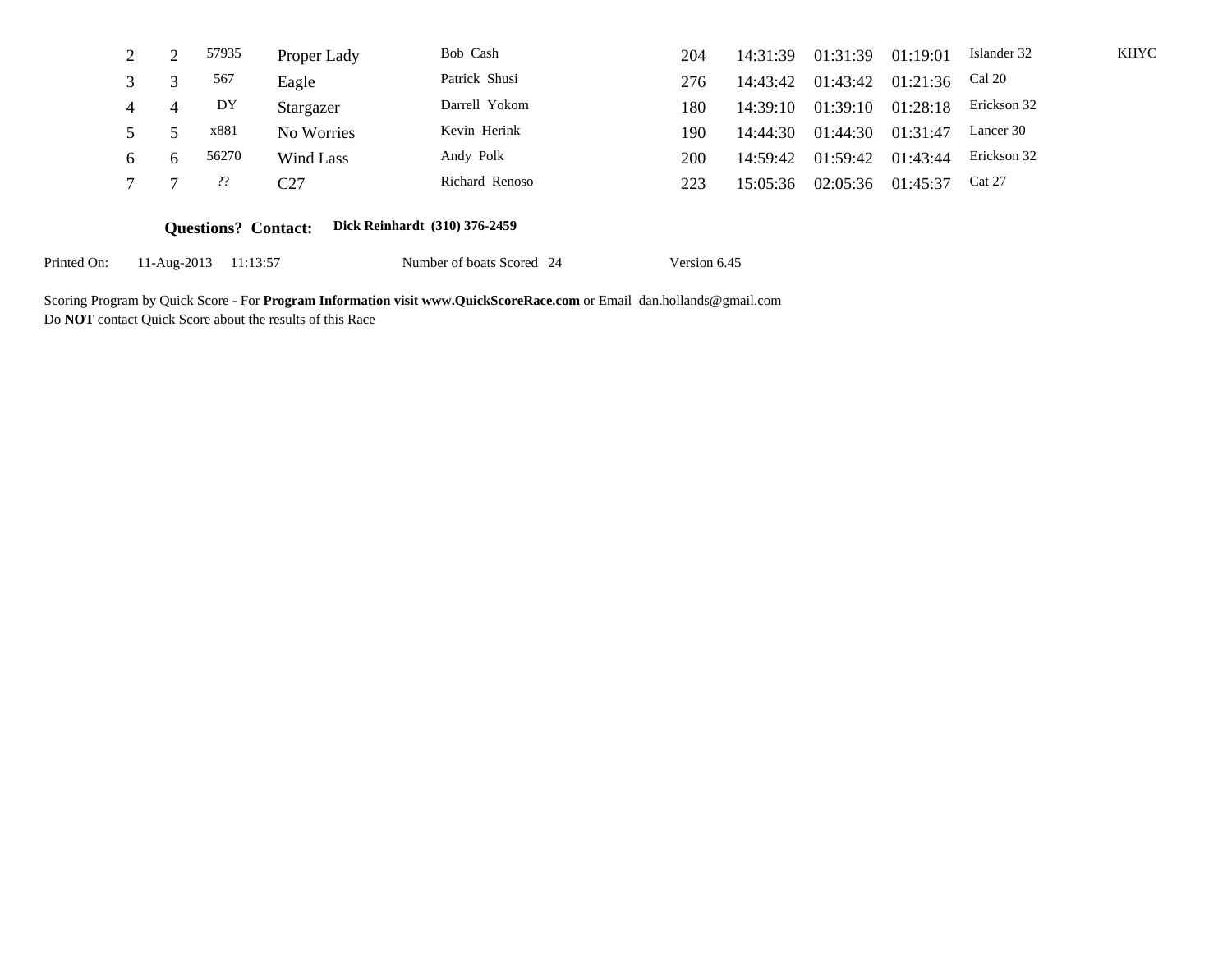| | | | | | | | | | | |
|---|---|---|---|---|---|---|---|---|---|---|
| 2 | 2 | 57935 | Proper Lady | Bob Cash | 204 | 14:31:39 | 01:31:39 | 01:19:01 | Islander 32 | KHYC |
| 3 | 3 | 567 | Eagle | Patrick Shusi | 276 | 14:43:42 | 01:43:42 | 01:21:36 | Cal 20 | |
| 4 | 4 | DY | Stargazer | Darrell Yokom | 180 | 14:39:10 | 01:39:10 | 01:28:18 | Erickson 32 | |
| 5 | 5 | x881 | No Worries | Kevin Herink | 190 | 14:44:30 | 01:44:30 | 01:31:47 | Lancer 30 | |
| 6 | 6 | 56270 | Wind Lass | Andy Polk | 200 | 14:59:42 | 01:59:42 | 01:43:44 | Erickson 32 | |
| 7 | 7 | ?? | C27 | Richard Renoso | 223 | 15:05:36 | 02:05:36 | 01:45:37 | Cat 27 | |

**Questions? Contact:** **Dick Reinhardt (310) 376-2459**

Printed On: 11-Aug-2013 11:13:57 Number of boats Scored 24 Version 6.45

Scoring Program by Quick Score - For **Program Information visit www.QuickScoreRace.com** or Email dan.hollands@gmail.com
Do **NOT** contact Quick Score about the results of this Race